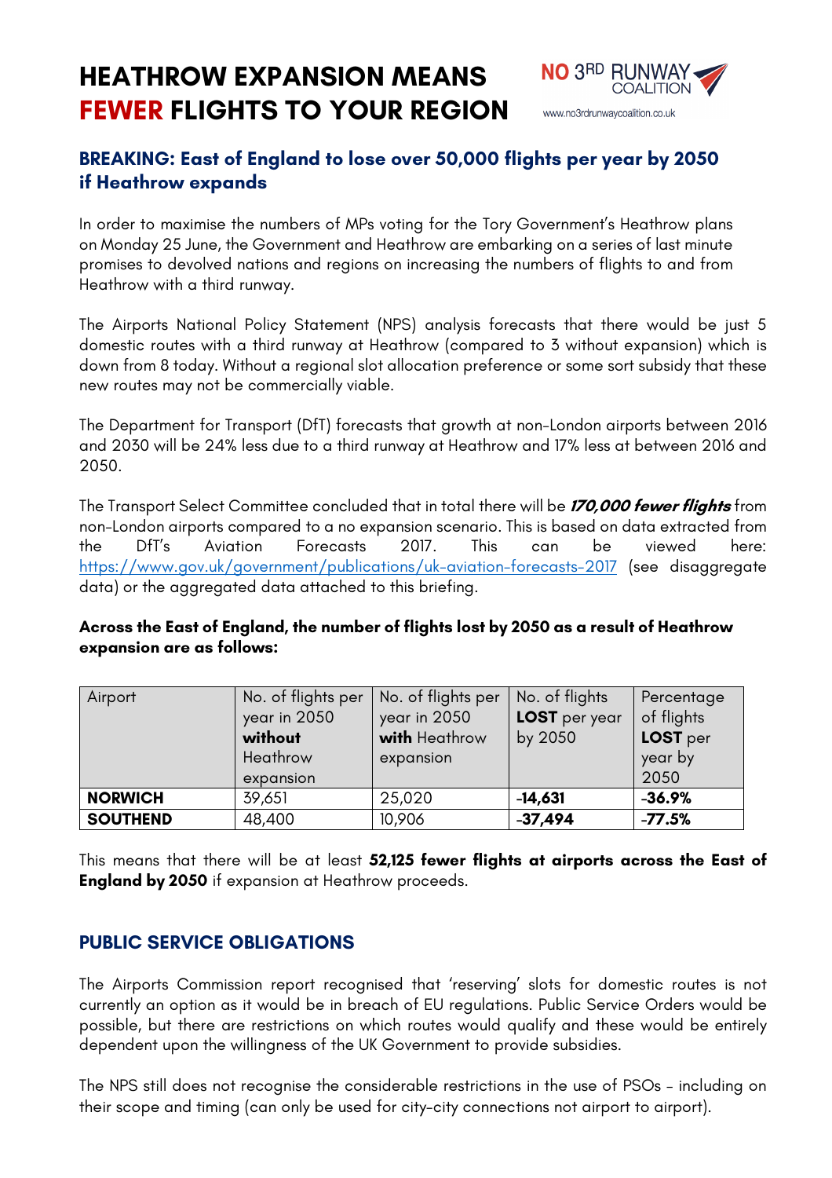# HEATHROW EXPANSION MEANS FEWER FLIGHTS TO YOUR REGION

NO 3RD RUNWAY COALITION
www.no3rdrunwaycoalition.co.uk

## BREAKING: East of England to lose over 50,000 flights per year by 2050 if Heathrow expands

In order to maximise the numbers of MPs voting for the Tory Government's Heathrow plans on Monday 25 June, the Government and Heathrow are embarking on a series of last minute promises to devolved nations and regions on increasing the numbers of flights to and from Heathrow with a third runway.

The Airports National Policy Statement (NPS) analysis forecasts that there would be just 5 domestic routes with a third runway at Heathrow (compared to 3 without expansion) which is down from 8 today. Without a regional slot allocation preference or some sort subsidy that these new routes may not be commercially viable.

The Department for Transport (DfT) forecasts that growth at non-London airports between 2016 and 2030 will be 24% less due to a third runway at Heathrow and 17% less at between 2016 and 2050.

The Transport Select Committee concluded that in total there will be ***170,000 fewer flights*** from non-London airports compared to a no expansion scenario. This is based on data extracted from the DfT's Aviation Forecasts 2017. This can be viewed here: https://www.gov.uk/government/publications/uk-aviation-forecasts-2017 (see disaggregate data) or the aggregated data attached to this briefing.

**Across the East of England, the number of flights lost by 2050 as a result of Heathrow expansion are as follows:**

| Airport | No. of flights per year in 2050 **without** Heathrow expansion | No. of flights per year in 2050 **with** Heathrow expansion | No. of flights **LOST** per year by 2050 | Percentage of flights **LOST** per year by 2050 |
|---|---|---|---|---|
| **NORWICH** | 39,651 | 25,020 | **-14,631** | **-36.9%** |
| **SOUTHEND** | 48,400 | 10,906 | **-37,494** | **-77.5%** |

This means that there will be at least **52,125 fewer flights at airports across the East of England by 2050** if expansion at Heathrow proceeds.

## PUBLIC SERVICE OBLIGATIONS

The Airports Commission report recognised that 'reserving' slots for domestic routes is not currently an option as it would be in breach of EU regulations. Public Service Orders would be possible, but there are restrictions on which routes would qualify and these would be entirely dependent upon the willingness of the UK Government to provide subsidies.

The NPS still does not recognise the considerable restrictions in the use of PSOs – including on their scope and timing (can only be used for city-city connections not airport to airport).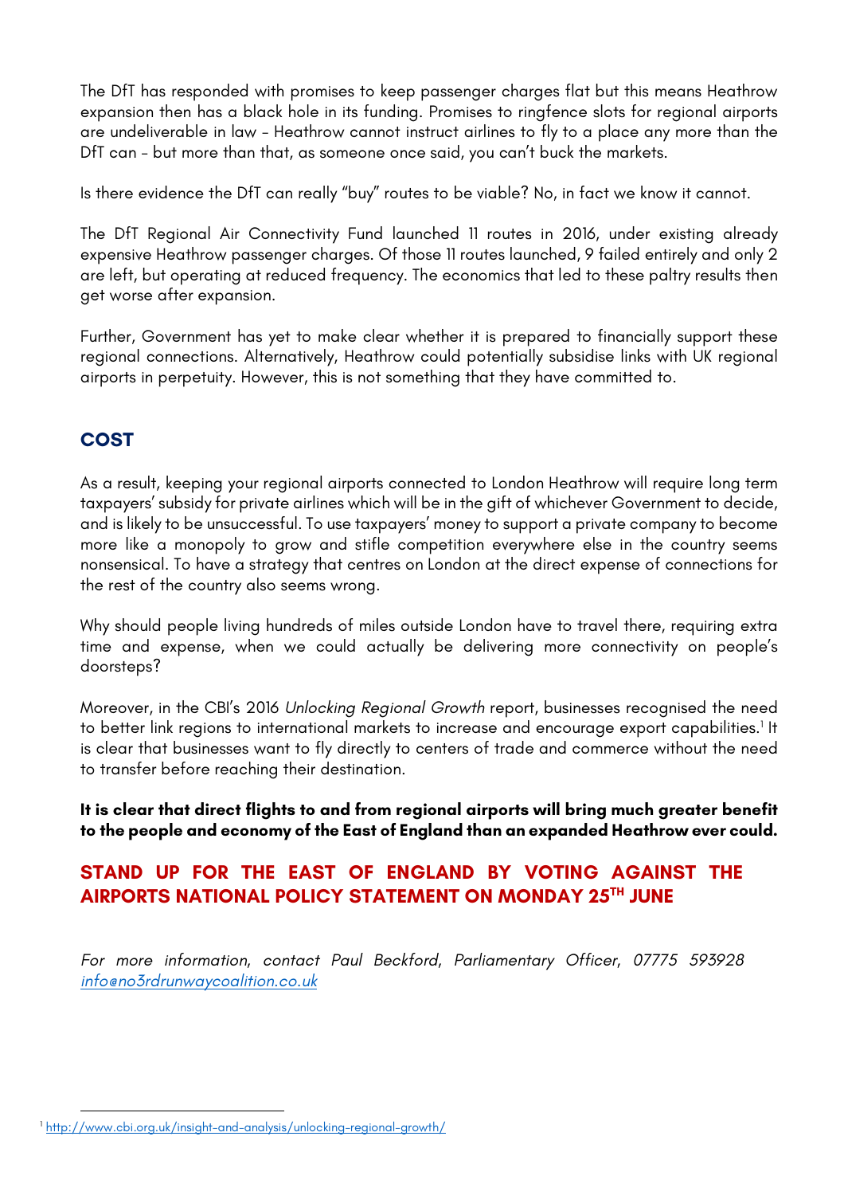The DfT has responded with promises to keep passenger charges flat but this means Heathrow expansion then has a black hole in its funding. Promises to ringfence slots for regional airports are undeliverable in law – Heathrow cannot instruct airlines to fly to a place any more than the DfT can – but more than that, as someone once said, you can't buck the markets.

Is there evidence the DfT can really "buy" routes to be viable? No, in fact we know it cannot.

The DfT Regional Air Connectivity Fund launched 11 routes in 2016, under existing already expensive Heathrow passenger charges. Of those 11 routes launched, 9 failed entirely and only 2 are left, but operating at reduced frequency. The economics that led to these paltry results then get worse after expansion.

Further, Government has yet to make clear whether it is prepared to financially support these regional connections. Alternatively, Heathrow could potentially subsidise links with UK regional airports in perpetuity. However, this is not something that they have committed to.

## COST

As a result, keeping your regional airports connected to London Heathrow will require long term taxpayers' subsidy for private airlines which will be in the gift of whichever Government to decide, and is likely to be unsuccessful. To use taxpayers' money to support a private company to become more like a monopoly to grow and stifle competition everywhere else in the country seems nonsensical. To have a strategy that centres on London at the direct expense of connections for the rest of the country also seems wrong.

Why should people living hundreds of miles outside London have to travel there, requiring extra time and expense, when we could actually be delivering more connectivity on people's doorsteps?

Moreover, in the CBI's 2016 *Unlocking Regional Growth* report, businesses recognised the need to better link regions to international markets to increase and encourage export capabilities.[1] It is clear that businesses want to fly directly to centers of trade and commerce without the need to transfer before reaching their destination.

**It is clear that direct flights to and from regional airports will bring much greater benefit to the people and economy of the East of England than an expanded Heathrow ever could.**

## STAND UP FOR THE EAST OF ENGLAND BY VOTING AGAINST THE AIRPORTS NATIONAL POLICY STATEMENT ON MONDAY 25TH JUNE

*For more information, contact Paul Beckford, Parliamentary Officer, 07775 593928 info@no3rdrunwaycoalition.co.uk*

[1] http://www.cbi.org.uk/insight-and-analysis/unlocking-regional-growth/